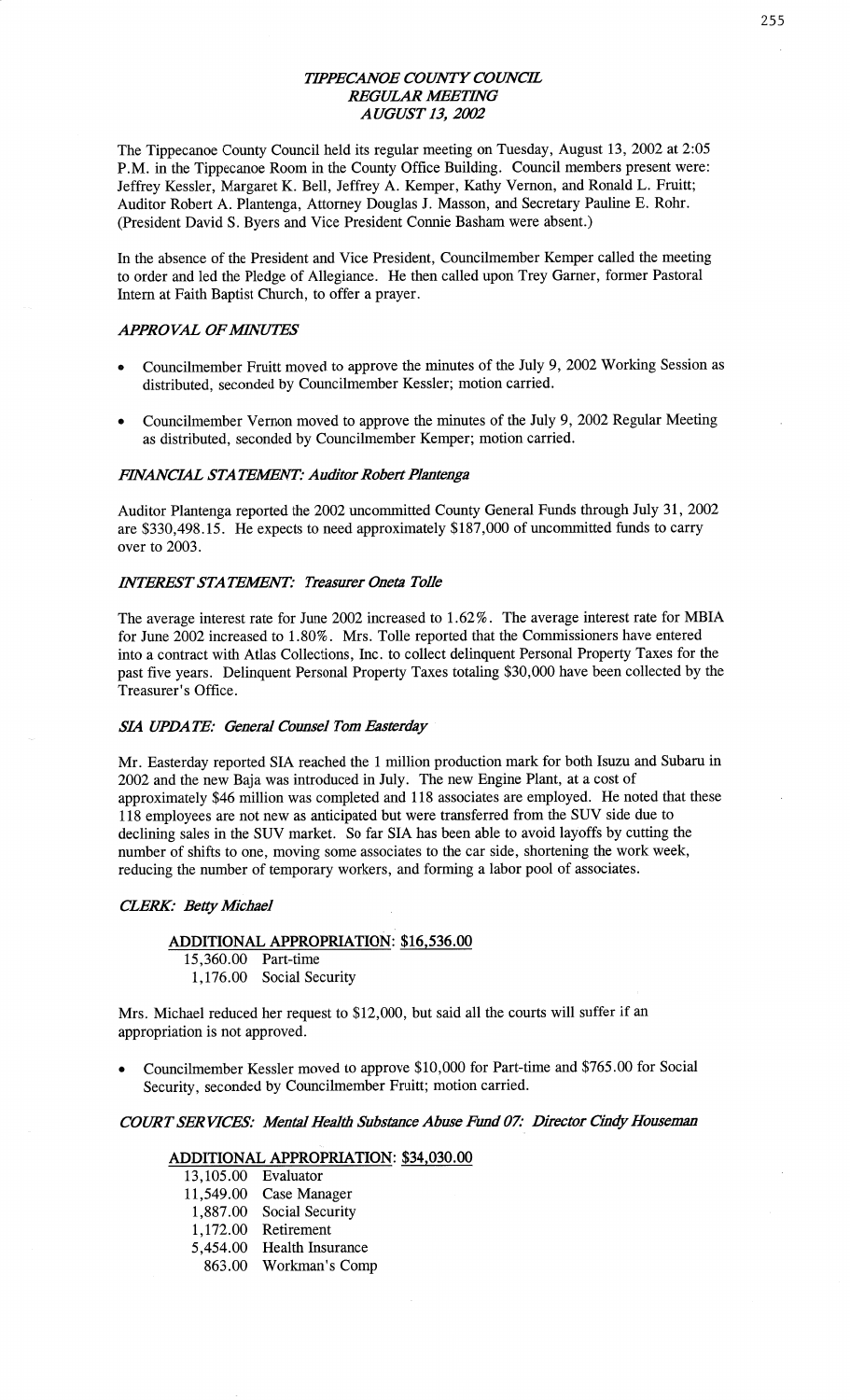# *TIPPECANOE COUNTY COUNCIL*
## *REGULAR MEETING*
## *AUGUST 13, 2002*

The Tippecanoe County Council held its regular meeting on Tuesday, August 13, 2002 at 2:05 P.M. in the Tippecanoe Room in the County Office Building. Council members present were: Jeffrey Kessler, Margaret K. Bell, Jeffrey A. Kemper, Kathy Vernon, and Ronald L. Fruitt; Auditor Robert A. Plantenga, Attorney Douglas J. Masson, and Secretary Pauline E. Rohr. (President David S. Byers and Vice President Connie Basham were absent.)

In the absence of the President and Vice President, Councilmember Kemper called the meeting to order and led the Pledge of Allegiance. He then called upon Trey Garner, former Pastoral Intern at Faith Baptist Church, to offer a prayer.

### *APPROVAL OF MINUTES*

- Councilmember Fruitt moved to approve the minutes of the July 9, 2002 Working Session as distributed, seconded by Councilmember Kessler; motion carried.
- Councilmember Vernon moved to approve the minutes of the July 9, 2002 Regular Meeting as distributed, seconded by Councilmember Kemper; motion carried.

### *FINANCIAL STATEMENT: Auditor Robert Plantenga*

Auditor Plantenga reported the 2002 uncommitted County General Funds through July 31, 2002 are $330,498.15. He expects to need approximately $187,000 of uncommitted funds to carry over to 2003.

### *INTEREST STATEMENT: Treasurer Oneta Tolle*

The average interest rate for June 2002 increased to 1.62%. The average interest rate for MBIA for June 2002 increased to 1.80%. Mrs. Tolle reported that the Commissioners have entered into a contract with Atlas Collections, Inc. to collect delinquent Personal Property Taxes for the past five years. Delinquent Personal Property Taxes totaling $30,000 have been collected by the Treasurer's Office.

### *SIA UPDATE: General Counsel Tom Easterday*

Mr. Easterday reported SIA reached the 1 million production mark for both Isuzu and Subaru in 2002 and the new Baja was introduced in July. The new Engine Plant, at a cost of approximately $46 million was completed and 118 associates are employed. He noted that these 118 employees are not new as anticipated but were transferred from the SUV side due to declining sales in the SUV market. So far SIA has been able to avoid layoffs by cutting the number of shifts to one, moving some associates to the car side, shortening the work week, reducing the number of temporary workers, and forming a labor pool of associates.

### *CLERK: Betty Michael*

**ADDITIONAL APPROPRIATION: $16,536.00**

15,360.00 Part-time
1,176.00 Social Security

Mrs. Michael reduced her request to $12,000, but said all the courts will suffer if an appropriation is not approved.

- Councilmember Kessler moved to approve $10,000 for Part-time and $765.00 for Social Security, seconded by Councilmember Fruitt; motion carried.

### *COURT SERVICES: Mental Health Substance Abuse Fund 07: Director Cindy Houseman*

**ADDITIONAL APPROPRIATION: $34,030.00**

13,105.00 Evaluator
11,549.00 Case Manager
1,887.00 Social Security
1,172.00 Retirement
5,454.00 Health Insurance
863.00 Workman's Comp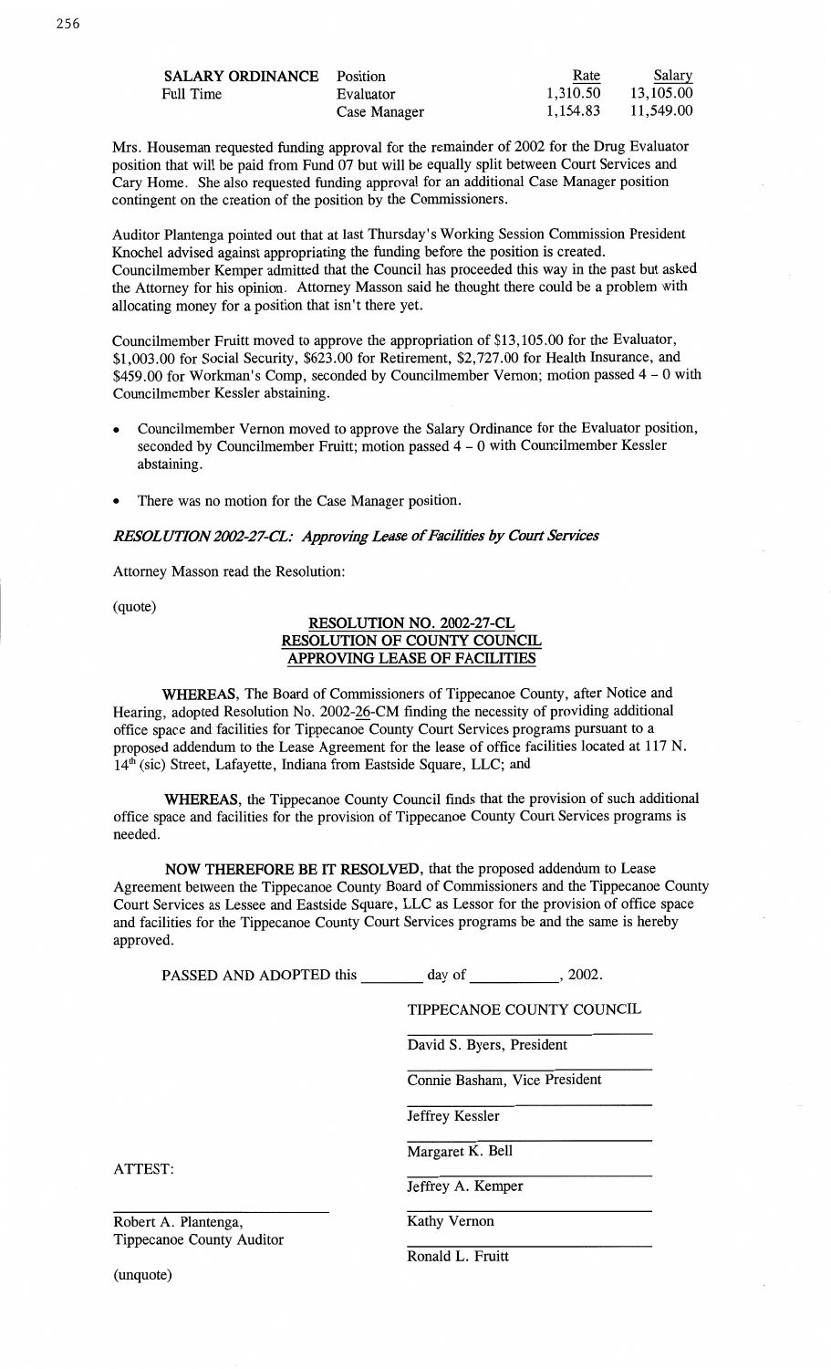| SALARY ORDINANCE | Position | Rate | Salary |
|---|---|---|---|
| Full Time | Evaluator | 1,310.50 | 13,105.00 |
| | Case Manager | 1,154.83 | 11,549.00 |

Mrs. Houseman requested funding approval for the remainder of 2002 for the Drug Evaluator position that will be paid from Fund 07 but will be equally split between Court Services and Cary Home. She also requested funding approval for an additional Case Manager position contingent on the creation of the position by the Commissioners.

Auditor Plantenga pointed out that at last Thursday's Working Session Commission President Knochel advised against appropriating the funding before the position is created. Councilmember Kemper admitted that the Council has proceeded this way in the past but asked the Attorney for his opinion. Attorney Masson said he thought there could be a problem with allocating money for a position that isn't there yet.

Councilmember Fruitt moved to approve the appropriation of $13,105.00 for the Evaluator, $1,003.00 for Social Security, $623.00 for Retirement, $2,727.00 for Health Insurance, and $459.00 for Workman's Comp, seconded by Councilmember Vernon; motion passed 4 – 0 with Councilmember Kessler abstaining.

- Councilmember Vernon moved to approve the Salary Ordinance for the Evaluator position, seconded by Councilmember Fruitt; motion passed 4 – 0 with Councilmember Kessler abstaining.
- There was no motion for the Case Manager position.

***RESOLUTION 2002-27-CL: Approving Lease of Facilities by Court Services***

Attorney Masson read the Resolution:

(quote)

**RESOLUTION NO. 2002-27-CL**
**RESOLUTION OF COUNTY COUNCIL**
**APPROVING LEASE OF FACILITIES**

**WHEREAS**, The Board of Commissioners of Tippecanoe County, after Notice and Hearing, adopted Resolution No. 2002-26-CM finding the necessity of providing additional office space and facilities for Tippecanoe County Court Services programs pursuant to a proposed addendum to the Lease Agreement for the lease of office facilities located at 117 N. 14th (sic) Street, Lafayette, Indiana from Eastside Square, LLC; and

**WHEREAS**, the Tippecanoe County Council finds that the provision of such additional office space and facilities for the provision of Tippecanoe County Court Services programs is needed.

**NOW THEREFORE BE IT RESOLVED**, that the proposed addendum to Lease Agreement between the Tippecanoe County Board of Commissioners and the Tippecanoe County Court Services as Lessee and Eastside Square, LLC as Lessor for the provision of office space and facilities for the Tippecanoe County Court Services programs be and the same is hereby approved.

PASSED AND ADOPTED this ________ day of ___________, 2002.

TIPPECANOE COUNTY COUNCIL

David S. Byers, President

Connie Basham, Vice President

Jeffrey Kessler

Margaret K. Bell

Jeffrey A. Kemper

Kathy Vernon

Ronald L. Fruitt

ATTEST:

Robert A. Plantenga,
Tippecanoe County Auditor

(unquote)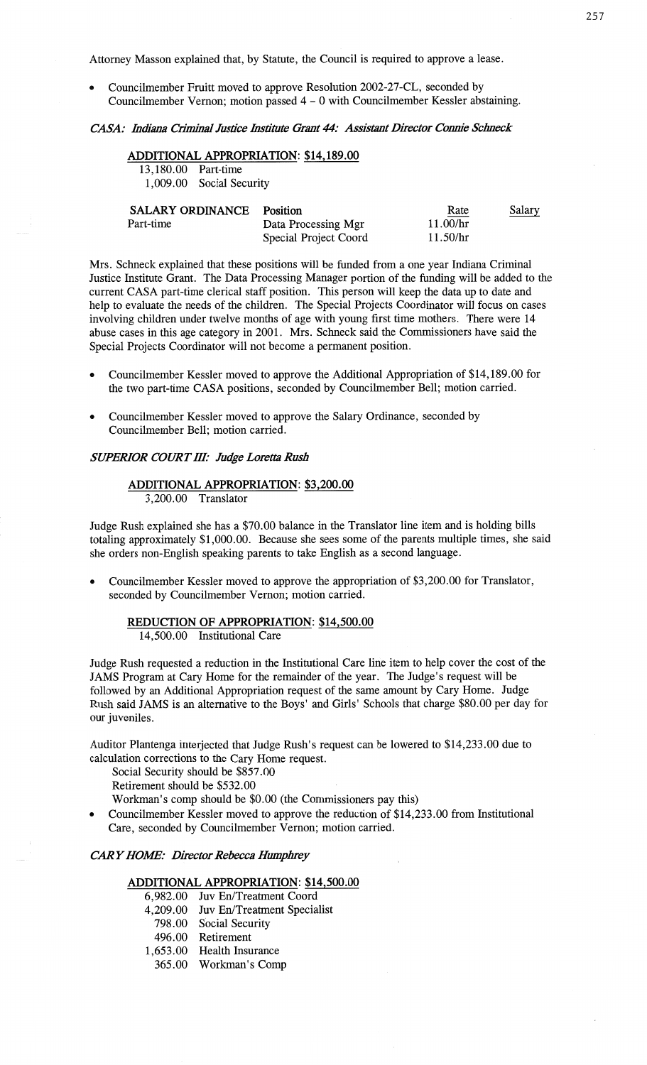Attorney Masson explained that, by Statute, the Council is required to approve a lease.

- Councilmember Fruitt moved to approve Resolution 2002-27-CL, seconded by Councilmember Vernon; motion passed 4 – 0 with Councilmember Kessler abstaining.

*CASA: Indiana Criminal Justice Institute Grant 44: Assistant Director Connie Schneck*

**ADDITIONAL APPROPRIATION: $14,189.00**

13,180.00 Part-time
1,009.00 Social Security

| SALARY ORDINANCE | Position | Rate | Salary |
|---|---|---|---|
| Part-time | Data Processing Mgr | 11.00/hr | |
| | Special Project Coord | 11.50/hr | |

Mrs. Schneck explained that these positions will be funded from a one year Indiana Criminal Justice Institute Grant. The Data Processing Manager portion of the funding will be added to the current CASA part-time clerical staff position. This person will keep the data up to date and help to evaluate the needs of the children. The Special Projects Coordinator will focus on cases involving children under twelve months of age with young first time mothers. There were 14 abuse cases in this age category in 2001. Mrs. Schneck said the Commissioners have said the Special Projects Coordinator will not become a permanent position.

- Councilmember Kessler moved to approve the Additional Appropriation of $14,189.00 for the two part-time CASA positions, seconded by Councilmember Bell; motion carried.
- Councilmember Kessler moved to approve the Salary Ordinance, seconded by Councilmember Bell; motion carried.

*SUPERIOR COURT III: Judge Loretta Rush*

**ADDITIONAL APPROPRIATION: $3,200.00**

3,200.00 Translator

Judge Rush explained she has a $70.00 balance in the Translator line item and is holding bills totaling approximately $1,000.00. Because she sees some of the parents multiple times, she said she orders non-English speaking parents to take English as a second language.

- Councilmember Kessler moved to approve the appropriation of $3,200.00 for Translator, seconded by Councilmember Vernon; motion carried.

**REDUCTION OF APPROPRIATION: $14,500.00**

14,500.00 Institutional Care

Judge Rush requested a reduction in the Institutional Care line item to help cover the cost of the JAMS Program at Cary Home for the remainder of the year. The Judge's request will be followed by an Additional Appropriation request of the same amount by Cary Home. Judge Rush said JAMS is an alternative to the Boys' and Girls' Schools that charge $80.00 per day for our juveniles.

Auditor Plantenga interjected that Judge Rush's request can be lowered to $14,233.00 due to calculation corrections to the Cary Home request.

Social Security should be $857.00
Retirement should be $532.00
Workman's comp should be $0.00 (the Commissioners pay this)

- Councilmember Kessler moved to approve the reduction of $14,233.00 from Institutional Care, seconded by Councilmember Vernon; motion carried.

*CARY HOME: Director Rebecca Humphrey*

**ADDITIONAL APPROPRIATION: $14,500.00**

6,982.00 Juv En/Treatment Coord
4,209.00 Juv En/Treatment Specialist
798.00 Social Security
496.00 Retirement
1,653.00 Health Insurance
365.00 Workman's Comp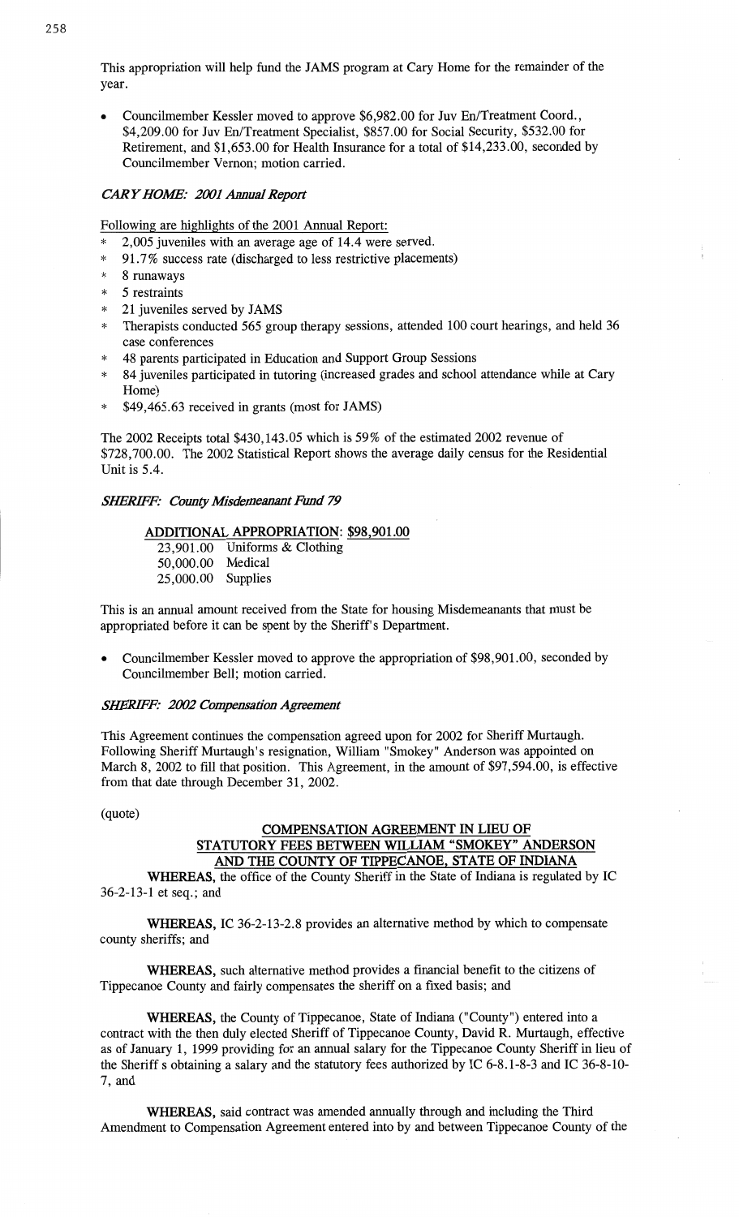This appropriation will help fund the JAMS program at Cary Home for the remainder of the year.

- Councilmember Kessler moved to approve $6,982.00 for Juv En/Treatment Coord., $4,209.00 for Juv En/Treatment Specialist, $857.00 for Social Security, $532.00 for Retirement, and $1,653.00 for Health Insurance for a total of $14,233.00, seconded by Councilmember Vernon; motion carried.

### *CARY HOME: 2001 Annual Report*

Following are highlights of the 2001 Annual Report:

* 2,005 juveniles with an average age of 14.4 were served.
* 91.7% success rate (discharged to less restrictive placements)
* 8 runaways
* 5 restraints
* 21 juveniles served by JAMS
* Therapists conducted 565 group therapy sessions, attended 100 court hearings, and held 36 case conferences
* 48 parents participated in Education and Support Group Sessions
* 84 juveniles participated in tutoring (increased grades and school attendance while at Cary Home)
* $49,465.63 received in grants (most for JAMS)

The 2002 Receipts total $430,143.05 which is 59% of the estimated 2002 revenue of $728,700.00. The 2002 Statistical Report shows the average daily census for the Residential Unit is 5.4.

### *SHERIFF: County Misdemeanant Fund 79*

**ADDITIONAL APPROPRIATION: $98,901.00**

23,901.00 Uniforms & Clothing
50,000.00 Medical
25,000.00 Supplies

This is an annual amount received from the State for housing Misdemeanants that must be appropriated before it can be spent by the Sheriff's Department.

- Councilmember Kessler moved to approve the appropriation of $98,901.00, seconded by Councilmember Bell; motion carried.

### *SHERIFF: 2002 Compensation Agreement*

This Agreement continues the compensation agreed upon for 2002 for Sheriff Murtaugh. Following Sheriff Murtaugh's resignation, William "Smokey" Anderson was appointed on March 8, 2002 to fill that position. This Agreement, in the amount of $97,594.00, is effective from that date through December 31, 2002.

(quote)

**COMPENSATION AGREEMENT IN LIEU OF STATUTORY FEES BETWEEN WILLIAM "SMOKEY" ANDERSON AND THE COUNTY OF TIPPECANOE, STATE OF INDIANA**

**WHEREAS,** the office of the County Sheriff in the State of Indiana is regulated by IC 36-2-13-1 et seq.; and

**WHEREAS,** IC 36-2-13-2.8 provides an alternative method by which to compensate county sheriffs; and

**WHEREAS,** such alternative method provides a financial benefit to the citizens of Tippecanoe County and fairly compensates the sheriff on a fixed basis; and

**WHEREAS,** the County of Tippecanoe, State of Indiana ("County") entered into a contract with the then duly elected Sheriff of Tippecanoe County, David R. Murtaugh, effective as of January 1, 1999 providing for an annual salary for the Tippecanoe County Sheriff in lieu of the Sheriff s obtaining a salary and the statutory fees authorized by IC 6-8.1-8-3 and IC 36-8-10-7, and

**WHEREAS,** said contract was amended annually through and including the Third Amendment to Compensation Agreement entered into by and between Tippecanoe County of the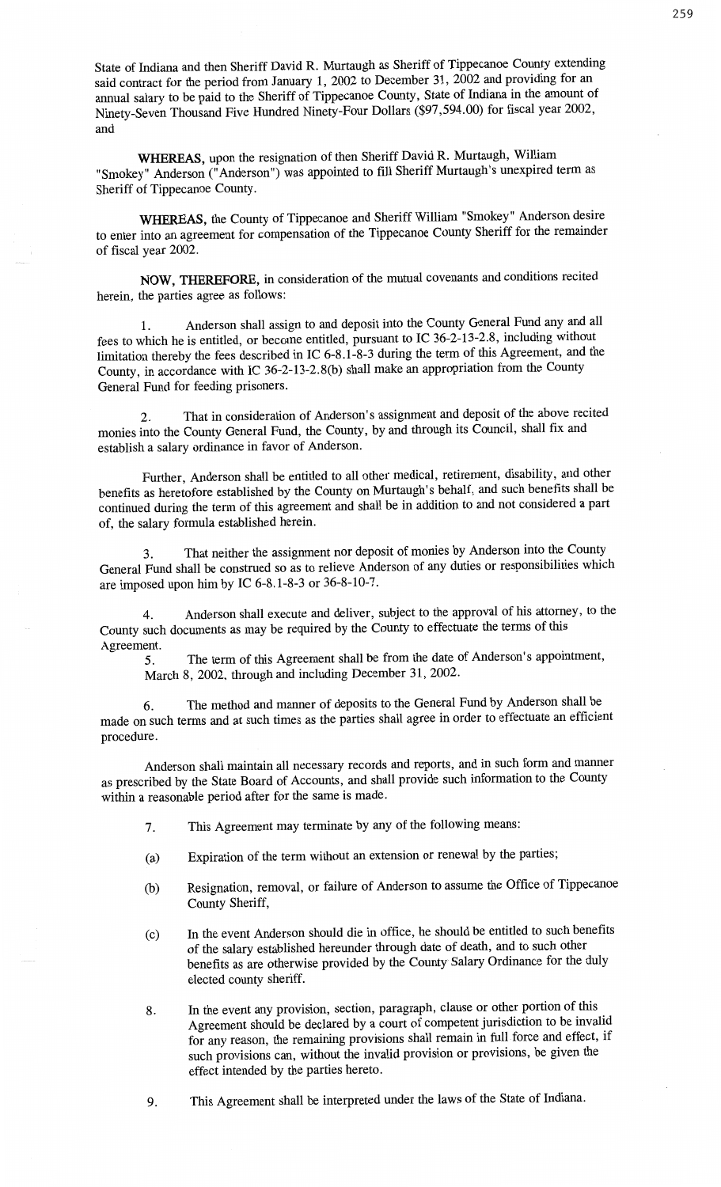State of Indiana and then Sheriff David R. Murtaugh as Sheriff of Tippecanoe County extending said contract for the period from January 1, 2002 to December 31, 2002 and providing for an annual salary to be paid to the Sheriff of Tippecanoe County, State of Indiana in the amount of Ninety-Seven Thousand Five Hundred Ninety-Four Dollars ($97,594.00) for fiscal year 2002, and

**WHEREAS,** upon the resignation of then Sheriff David R. Murtaugh, William "Smokey" Anderson ("Anderson") was appointed to fill Sheriff Murtaugh's unexpired term as Sheriff of Tippecanoe County.

**WHEREAS,** the County of Tippecanoe and Sheriff William "Smokey" Anderson desire to enter into an agreement for compensation of the Tippecanoe County Sheriff for the remainder of fiscal year 2002.

**NOW, THEREFORE,** in consideration of the mutual covenants and conditions recited herein, the parties agree as follows:

1. Anderson shall assign to and deposit into the County General Fund any and all fees to which he is entitled, or become entitled, pursuant to IC 36-2-13-2.8, including without limitation thereby the fees described in IC 6-8.1-8-3 during the term of this Agreement, and the County, in accordance with IC 36-2-13-2.8(b) shall make an appropriation from the County General Fund for feeding prisoners.

2. That in consideration of Anderson's assignment and deposit of the above recited monies into the County General Fund, the County, by and through its Council, shall fix and establish a salary ordinance in favor of Anderson.

Further, Anderson shall be entitled to all other medical, retirement, disability, and other benefits as heretofore established by the County on Murtaugh's behalf, and such benefits shall be continued during the term of this agreement and shall be in addition to and not considered a part of, the salary formula established herein.

3. That neither the assignment nor deposit of monies by Anderson into the County General Fund shall be construed so as to relieve Anderson of any duties or responsibilities which are imposed upon him by IC 6-8.1-8-3 or 36-8-10-7.

4. Anderson shall execute and deliver, subject to the approval of his attorney, to the County such documents as may be required by the County to effectuate the terms of this Agreement.

5. The term of this Agreement shall be from the date of Anderson's appointment, March 8, 2002, through and including December 31, 2002.

6. The method and manner of deposits to the General Fund by Anderson shall be made on such terms and at such times as the parties shall agree in order to effectuate an efficient procedure.

Anderson shall maintain all necessary records and reports, and in such form and manner as prescribed by the State Board of Accounts, and shall provide such information to the County within a reasonable period after for the same is made.

7. This Agreement may terminate by any of the following means:

(a) Expiration of the term without an extension or renewal by the parties;

(b) Resignation, removal, or failure of Anderson to assume the Office of Tippecanoe County Sheriff,

(c) In the event Anderson should die in office, he should be entitled to such benefits of the salary established hereunder through date of death, and to such other benefits as are otherwise provided by the County Salary Ordinance for the duly elected county sheriff.

8. In the event any provision, section, paragraph, clause or other portion of this Agreement should be declared by a court of competent jurisdiction to be invalid for any reason, the remaining provisions shall remain in full force and effect, if such provisions can, without the invalid provision or provisions, be given the effect intended by the parties hereto.

9. This Agreement shall be interpreted under the laws of the State of Indiana.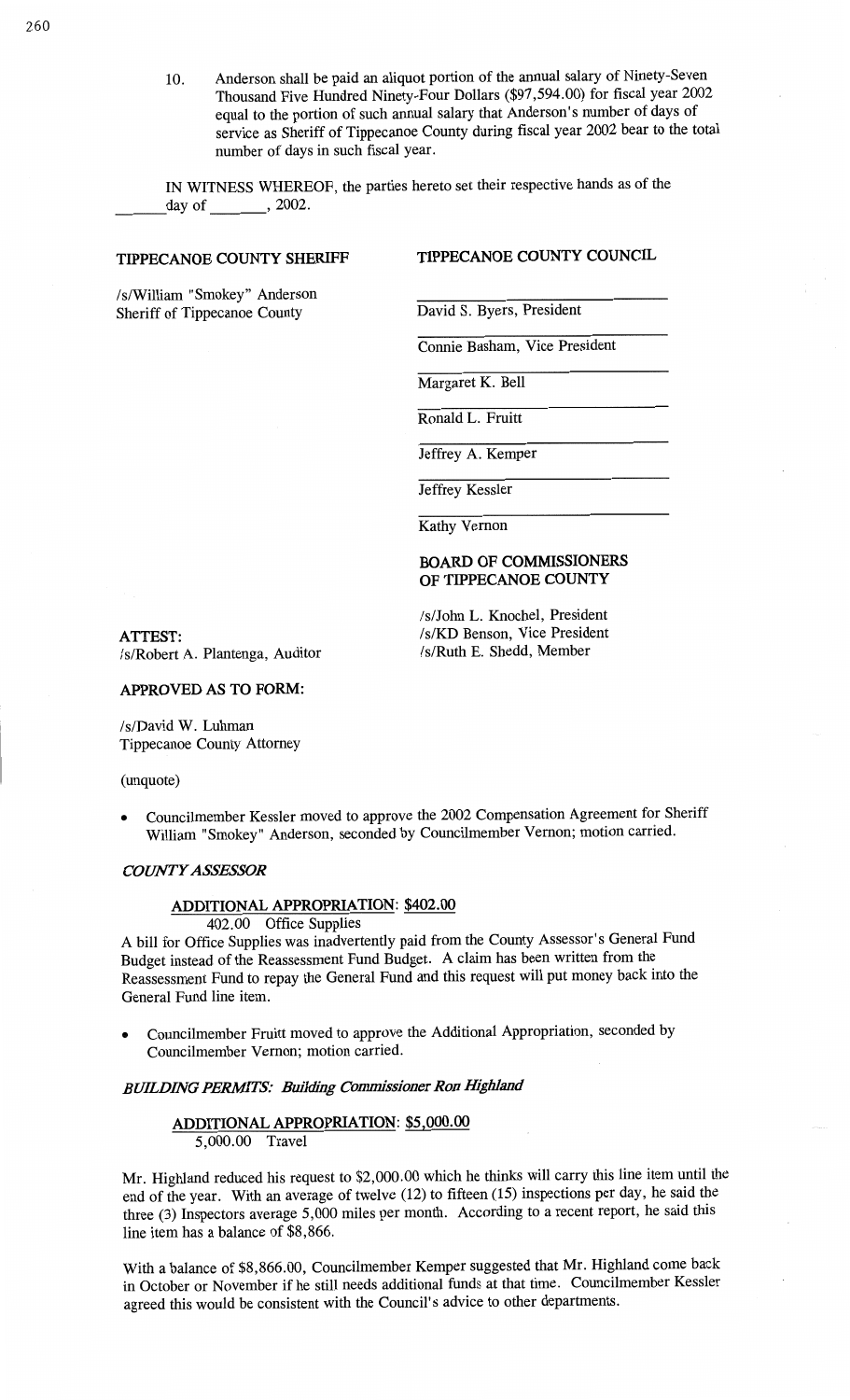10. Anderson shall be paid an aliquot portion of the annual salary of Ninety-Seven Thousand Five Hundred Ninety-Four Dollars ($97,594.00) for fiscal year 2002 equal to the portion of such annual salary that Anderson's number of days of service as Sheriff of Tippecanoe County during fiscal year 2002 bear to the total number of days in such fiscal year.

IN WITNESS WHEREOF, the parties hereto set their respective hands as of the ______day of _______, 2002.

**TIPPECANOE COUNTY SHERIFF**

/s/William "Smokey" Anderson
Sheriff of Tippecanoe County

**TIPPECANOE COUNTY COUNCIL**

______________________________
David S. Byers, President

______________________________
Connie Basham, Vice President

______________________________
Margaret K. Bell

______________________________
Ronald L. Fruitt

______________________________
Jeffrey A. Kemper

______________________________
Jeffrey Kessler

______________________________
Kathy Vernon

**BOARD OF COMMISSIONERS OF TIPPECANOE COUNTY**

/s/John L. Knochel, President
/s/KD Benson, Vice President
/s/Ruth E. Shedd, Member

**ATTEST:**
/s/Robert A. Plantenga, Auditor

**APPROVED AS TO FORM:**

/s/David W. Luhman
Tippecanoe County Attorney

(unquote)

- Councilmember Kessler moved to approve the 2002 Compensation Agreement for Sheriff William "Smokey" Anderson, seconded by Councilmember Vernon; motion carried.

***COUNTY ASSESSOR***

**ADDITIONAL APPROPRIATION: $402.00**

402.00 Office Supplies

A bill for Office Supplies was inadvertently paid from the County Assessor's General Fund Budget instead of the Reassessment Fund Budget. A claim has been written from the Reassessment Fund to repay the General Fund and this request will put money back into the General Fund line item.

- Councilmember Fruitt moved to approve the Additional Appropriation, seconded by Councilmember Vernon; motion carried.

***BUILDING PERMITS: Building Commissioner Ron Highland***

**ADDITIONAL APPROPRIATION: $5,000.00**

5,000.00 Travel

Mr. Highland reduced his request to $2,000.00 which he thinks will carry this line item until the end of the year. With an average of twelve (12) to fifteen (15) inspections per day, he said the three (3) Inspectors average 5,000 miles per month. According to a recent report, he said this line item has a balance of $8,866.

With a balance of $8,866.00, Councilmember Kemper suggested that Mr. Highland come back in October or November if he still needs additional funds at that time. Councilmember Kessler agreed this would be consistent with the Council's advice to other departments.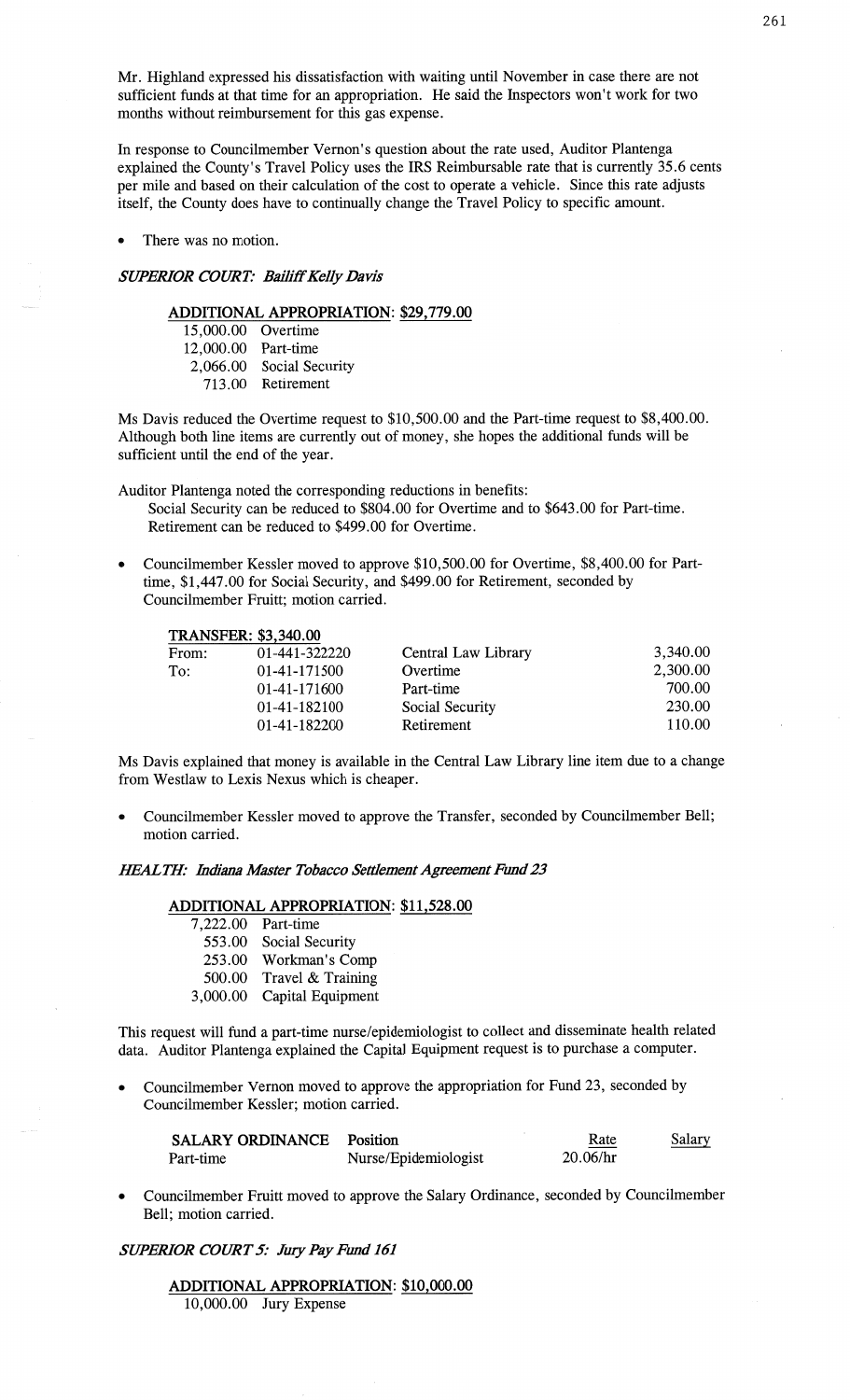Mr. Highland expressed his dissatisfaction with waiting until November in case there are not sufficient funds at that time for an appropriation. He said the Inspectors won't work for two months without reimbursement for this gas expense.

In response to Councilmember Vernon's question about the rate used, Auditor Plantenga explained the County's Travel Policy uses the IRS Reimbursable rate that is currently 35.6 cents per mile and based on their calculation of the cost to operate a vehicle. Since this rate adjusts itself, the County does have to continually change the Travel Policy to specific amount.

- There was no motion.

***SUPERIOR COURT: Bailiff Kelly Davis***

**ADDITIONAL APPROPRIATION: $29,779.00**

| | |
|---|---|
| 15,000.00 | Overtime |
| 12,000.00 | Part-time |
| 2,066.00 | Social Security |
| 713.00 | Retirement |

Ms Davis reduced the Overtime request to $10,500.00 and the Part-time request to $8,400.00. Although both line items are currently out of money, she hopes the additional funds will be sufficient until the end of the year.

Auditor Plantenga noted the corresponding reductions in benefits:
Social Security can be reduced to $804.00 for Overtime and to $643.00 for Part-time.
Retirement can be reduced to $499.00 for Overtime.

- Councilmember Kessler moved to approve $10,500.00 for Overtime, $8,400.00 for Part-time, $1,447.00 for Social Security, and $499.00 for Retirement, seconded by Councilmember Fruitt; motion carried.

**TRANSFER: $3,340.00**

| | | | |
|---|---|---|---|
| From: | 01-441-322220 | Central Law Library | 3,340.00 |
| To: | 01-41-171500 | Overtime | 2,300.00 |
| | 01-41-171600 | Part-time | 700.00 |
| | 01-41-182100 | Social Security | 230.00 |
| | 01-41-182200 | Retirement | 110.00 |

Ms Davis explained that money is available in the Central Law Library line item due to a change from Westlaw to Lexis Nexus which is cheaper.

- Councilmember Kessler moved to approve the Transfer, seconded by Councilmember Bell; motion carried.

***HEALTH: Indiana Master Tobacco Settlement Agreement Fund 23***

**ADDITIONAL APPROPRIATION: $11,528.00**

| | |
|---|---|
| 7,222.00 | Part-time |
| 553.00 | Social Security |
| 253.00 | Workman's Comp |
| 500.00 | Travel & Training |
| 3,000.00 | Capital Equipment |

This request will fund a part-time nurse/epidemiologist to collect and disseminate health related data. Auditor Plantenga explained the Capital Equipment request is to purchase a computer.

- Councilmember Vernon moved to approve the appropriation for Fund 23, seconded by Councilmember Kessler; motion carried.

| SALARY ORDINANCE | Position | Rate | Salary |
|---|---|---|---|
| Part-time | Nurse/Epidemiologist | 20.06/hr | |

- Councilmember Fruitt moved to approve the Salary Ordinance, seconded by Councilmember Bell; motion carried.

***SUPERIOR COURT 5: Jury Pay Fund 161***

**ADDITIONAL APPROPRIATION: $10,000.00**

| | |
|---|---|
| 10,000.00 | Jury Expense |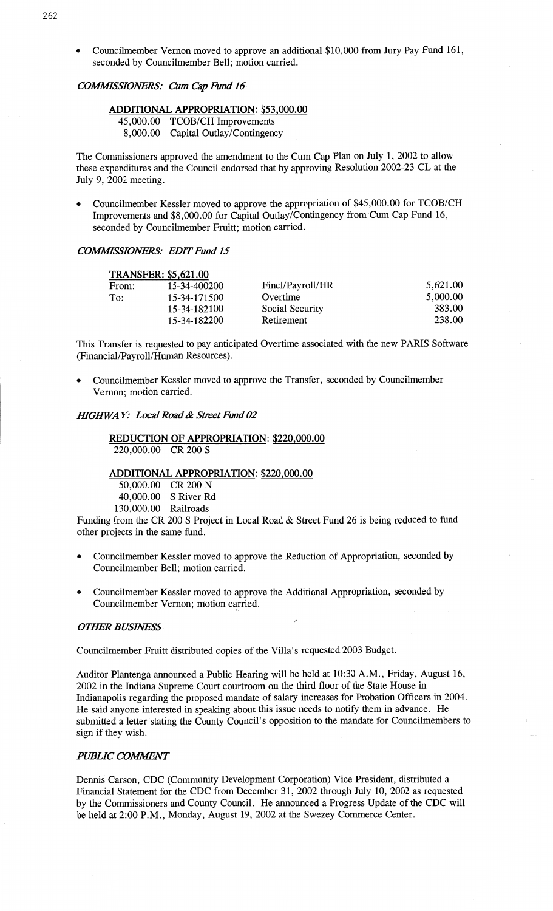- Councilmember Vernon moved to approve an additional $10,000 from Jury Pay Fund 161, seconded by Councilmember Bell; motion carried.

### *COMMISSIONERS: Cum Cap Fund 16*

**ADDITIONAL APPROPRIATION: $53,000.00**

45,000.00 TCOB/CH Improvements
8,000.00 Capital Outlay/Contingency

The Commissioners approved the amendment to the Cum Cap Plan on July 1, 2002 to allow these expenditures and the Council endorsed that by approving Resolution 2002-23-CL at the July 9, 2002 meeting.

- Councilmember Kessler moved to approve the appropriation of $45,000.00 for TCOB/CH Improvements and $8,000.00 for Capital Outlay/Contingency from Cum Cap Fund 16, seconded by Councilmember Fruitt; motion carried.

### *COMMISSIONERS: EDIT Fund 15*

**TRANSFER: $5,621.00**

| | | | |
|---|---|---|---|
| From: | 15-34-400200 | Fincl/Payroll/HR | 5,621.00 |
| To: | 15-34-171500 | Overtime | 5,000.00 |
| | 15-34-182100 | Social Security | 383.00 |
| | 15-34-182200 | Retirement | 238.00 |

This Transfer is requested to pay anticipated Overtime associated with the new PARIS Software (Financial/Payroll/Human Resources).

- Councilmember Kessler moved to approve the Transfer, seconded by Councilmember Vernon; motion carried.

### *HIGHWAY: Local Road & Street Fund 02*

**REDUCTION OF APPROPRIATION: $220,000.00**

220,000.00 CR 200 S

**ADDITIONAL APPROPRIATION: $220,000.00**

50,000.00 CR 200 N
40,000.00 S River Rd
130,000.00 Railroads

Funding from the CR 200 S Project in Local Road & Street Fund 26 is being reduced to fund other projects in the same fund.

- Councilmember Kessler moved to approve the Reduction of Appropriation, seconded by Councilmember Bell; motion carried.
- Councilmember Kessler moved to approve the Additional Appropriation, seconded by Councilmember Vernon; motion carried.

### *OTHER BUSINESS*

Councilmember Fruitt distributed copies of the Villa's requested 2003 Budget.

Auditor Plantenga announced a Public Hearing will be held at 10:30 A.M., Friday, August 16, 2002 in the Indiana Supreme Court courtroom on the third floor of the State House in Indianapolis regarding the proposed mandate of salary increases for Probation Officers in 2004. He said anyone interested in speaking about this issue needs to notify them in advance. He submitted a letter stating the County Council's opposition to the mandate for Councilmembers to sign if they wish.

### *PUBLIC COMMENT*

Dennis Carson, CDC (Community Development Corporation) Vice President, distributed a Financial Statement for the CDC from December 31, 2002 through July 10, 2002 as requested by the Commissioners and County Council. He announced a Progress Update of the CDC will be held at 2:00 P.M., Monday, August 19, 2002 at the Swezey Commerce Center.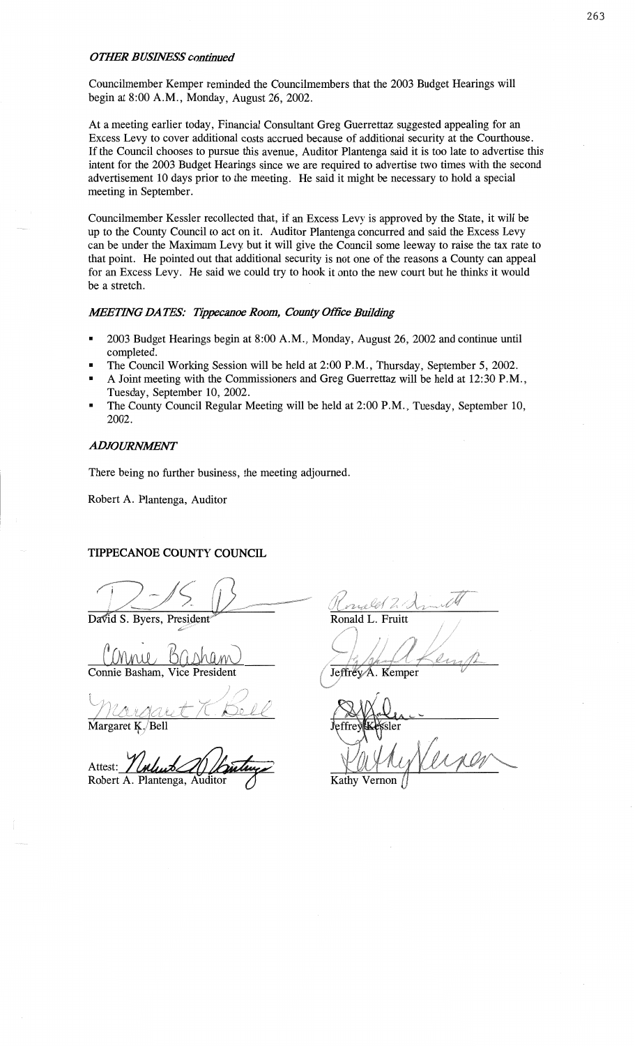*OTHER BUSINESS continued*

Councilmember Kemper reminded the Councilmembers that the 2003 Budget Hearings will begin at 8:00 A.M., Monday, August 26, 2002.

At a meeting earlier today, Financial Consultant Greg Guerrettaz suggested appealing for an Excess Levy to cover additional costs accrued because of additional security at the Courthouse. If the Council chooses to pursue this avenue, Auditor Plantenga said it is too late to advertise this intent for the 2003 Budget Hearings since we are required to advertise two times with the second advertisement 10 days prior to the meeting. He said it might be necessary to hold a special meeting in September.

Councilmember Kessler recollected that, if an Excess Levy is approved by the State, it will be up to the County Council to act on it. Auditor Plantenga concurred and said the Excess Levy can be under the Maximum Levy but it will give the Council some leeway to raise the tax rate to that point. He pointed out that additional security is not one of the reasons a County can appeal for an Excess Levy. He said we could try to hook it onto the new court but he thinks it would be a stretch.

*MEETING DATES: Tippecanoe Room, County Office Building*

- 2003 Budget Hearings begin at 8:00 A.M., Monday, August 26, 2002 and continue until completed.
- The Council Working Session will be held at 2:00 P.M., Thursday, September 5, 2002.
- A Joint meeting with the Commissioners and Greg Guerrettaz will be held at 12:30 P.M., Tuesday, September 10, 2002.
- The County Council Regular Meeting will be held at 2:00 P.M., Tuesday, September 10, 2002.

*ADJOURNMENT*

There being no further business, the meeting adjourned.

Robert A. Plantenga, Auditor

**TIPPECANOE COUNTY COUNCIL**

David S. Byers, President

Connie Basham, Vice President

Margaret K. Bell

Attest: Robert A. Plantenga, Auditor

Ronald L. Fruitt

Jeffrey A. Kemper

Jeffrey Kessler

Kathy Vernon